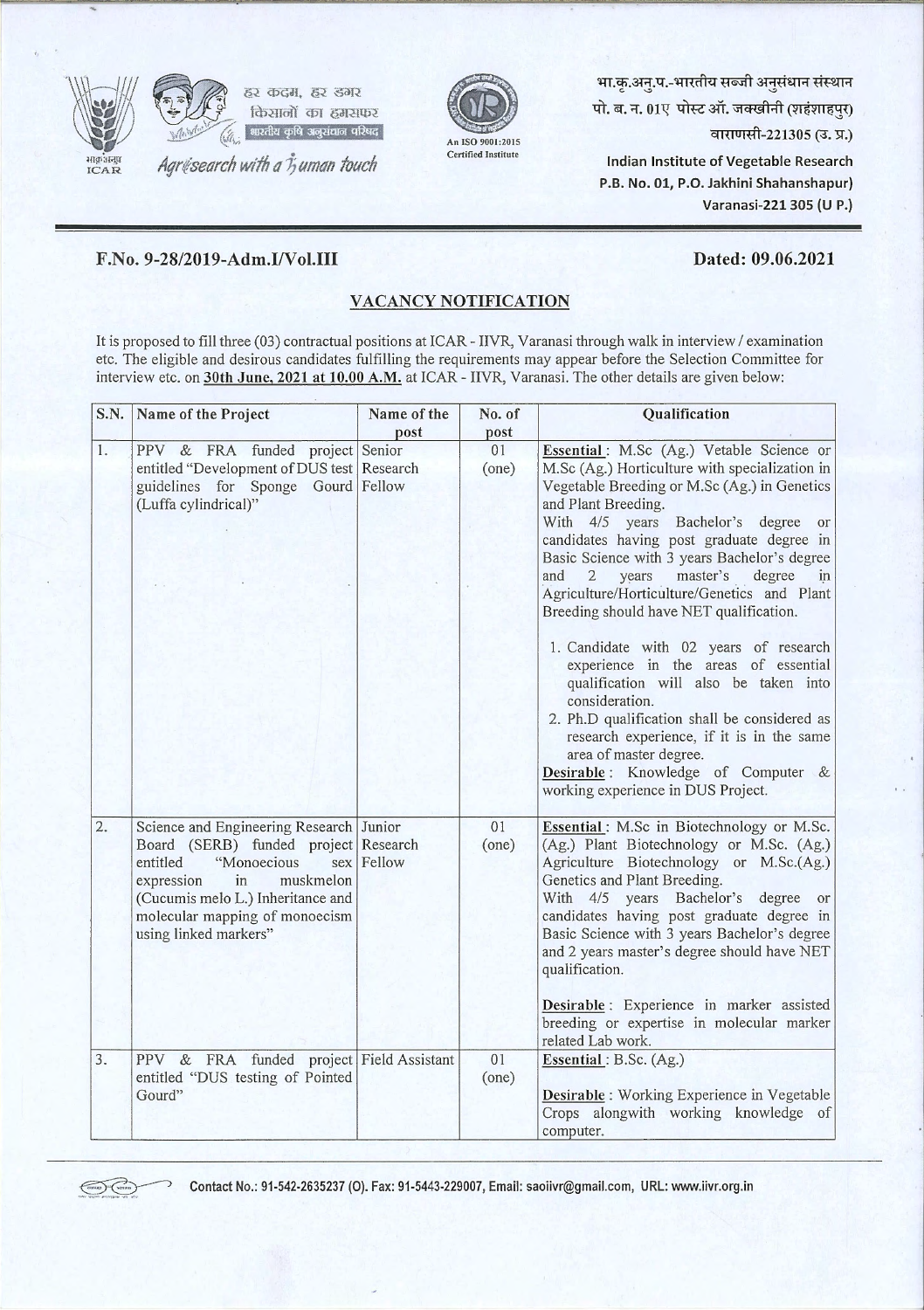हर कदम, हर डगर किसानों का हमसफर भारतीय कृषि अनुसंधान परिषद

Agrisearch with a human touch

An ISO 9001:2015 Certified Institute

भा.कृ.अनु.प.-भारतीय सब्जी अनुसंधान संस्थान
पो. ब. न. 01ए पोस्ट ऑ. जक्खीनी (शहंशाहपुर)
वाराणसी-221305 (उ. प्र.)

Indian Institute of Vegetable Research
P.B. No. 01, P.O. Jakhini Shahanshapur)
Varanasi-221 305 (U P.)

**F.No. 9-28/2019-Adm.I/Vol.III** **Dated: 09.06.2021**

## VACANCY NOTIFICATION

It is proposed to fill three (03) contractual positions at ICAR - IIVR, Varanasi through walk in interview / examination etc. The eligible and desirous candidates fulfilling the requirements may appear before the Selection Committee for interview etc. on **30th June, 2021 at 10.00 A.M.** at ICAR - IIVR, Varanasi. The other details are given below:

| S.N. | Name of the Project | Name of the post | No. of post | Qualification |
|---|---|---|---|---|
| 1. | PPV & FRA funded project entitled "Development of DUS test guidelines for Sponge Gourd (Luffa cylindrical)" | Senior Research Fellow | 01 (one) | **Essential**: M.Sc (Ag.) Vetable Science or M.Sc (Ag.) Horticulture with specialization in Vegetable Breeding or M.Sc (Ag.) in Genetics and Plant Breeding. With 4/5 years Bachelor's degree or candidates having post graduate degree in Basic Science with 3 years Bachelor's degree and 2 years master's degree in Agriculture/Horticulture/Genetics and Plant Breeding should have NET qualification. 1. Candidate with 02 years of research experience in the areas of essential qualification will also be taken into consideration. 2. Ph.D qualification shall be considered as research experience, if it is in the same area of master degree. **Desirable**: Knowledge of Computer & working experience in DUS Project. |
| 2. | Science and Engineering Research Board (SERB) funded project entitled "Monoecious sex expression in muskmelon (Cucumis melo L.) Inheritance and molecular mapping of monoecism using linked markers" | Junior Research Fellow | 01 (one) | **Essential**: M.Sc in Biotechnology or M.Sc. (Ag.) Plant Biotechnology or M.Sc. (Ag.) Agriculture Biotechnology or M.Sc.(Ag.) Genetics and Plant Breeding. With 4/5 years Bachelor's degree or candidates having post graduate degree in Basic Science with 3 years Bachelor's degree and 2 years master's degree should have NET qualification. **Desirable**: Experience in marker assisted breeding or expertise in molecular marker related Lab work. |
| 3. | PPV & FRA funded project entitled "DUS testing of Pointed Gourd" | Field Assistant | 01 (one) | **Essential**: B.Sc. (Ag.) **Desirable**: Working Experience in Vegetable Crops alongwith working knowledge of computer. |

Contact No.: 91-542-2635237 (O). Fax: 91-5443-229007, Email: saoiivr@gmail.com, URL: www.iivr.org.in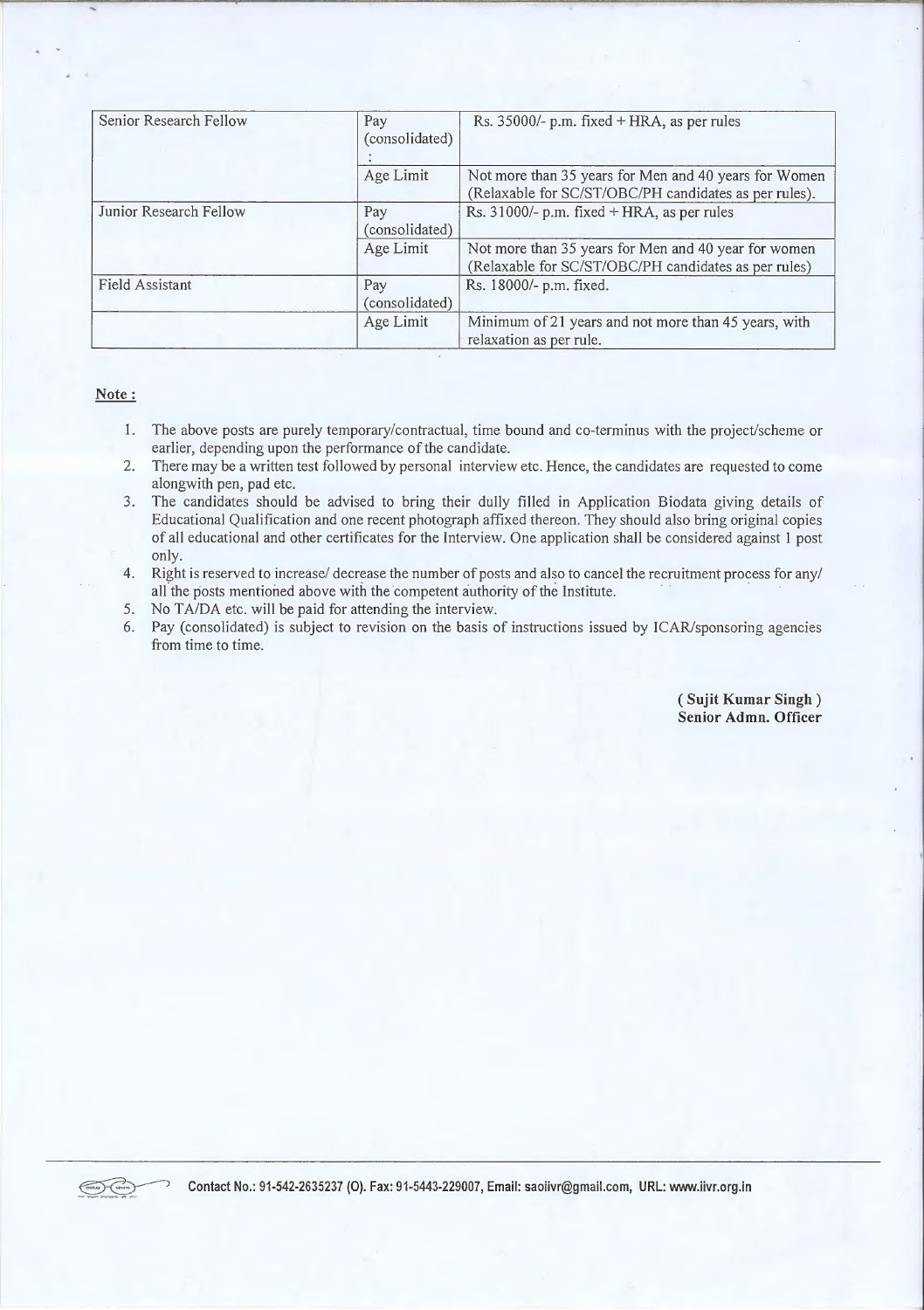| | | |
|---|---|---|
| Senior Research Fellow | Pay (consolidated) : | Rs. 35000/- p.m. fixed + HRA, as per rules |
| | Age Limit | Not more than 35 years for Men and 40 years for Women (Relaxable for SC/ST/OBC/PH candidates as per rules). |
| Junior Research Fellow | Pay (consolidated) | Rs. 31000/- p.m. fixed + HRA, as per rules |
| | Age Limit | Not more than 35 years for Men and 40 year for women (Relaxable for SC/ST/OBC/PH candidates as per rules) |
| Field Assistant | Pay (consolidated) | Rs. 18000/- p.m. fixed. |
| | Age Limit | Minimum of 21 years and not more than 45 years, with relaxation as per rule. |

**Note :**

1. The above posts are purely temporary/contractual, time bound and co-terminus with the project/scheme or earlier, depending upon the performance of the candidate.
2. There may be a written test followed by personal interview etc. Hence, the candidates are requested to come alongwith pen, pad etc.
3. The candidates should be advised to bring their dully filled in Application Biodata giving details of Educational Qualification and one recent photograph affixed thereon. They should also bring original copies of all educational and other certificates for the Interview. One application shall be considered against 1 post only.
4. Right is reserved to increase/ decrease the number of posts and also to cancel the recruitment process for any/ all the posts mentioned above with the competent authority of the Institute.
5. No TA/DA etc. will be paid for attending the interview.
6. Pay (consolidated) is subject to revision on the basis of instructions issued by ICAR/sponsoring agencies from time to time.

**( Sujit Kumar Singh )**
**Senior Admn. Officer**

Contact No.: 91-542-2635237 (O). Fax: 91-5443-229007, Email: saoiivr@gmail.com, URL: www.iivr.org.in